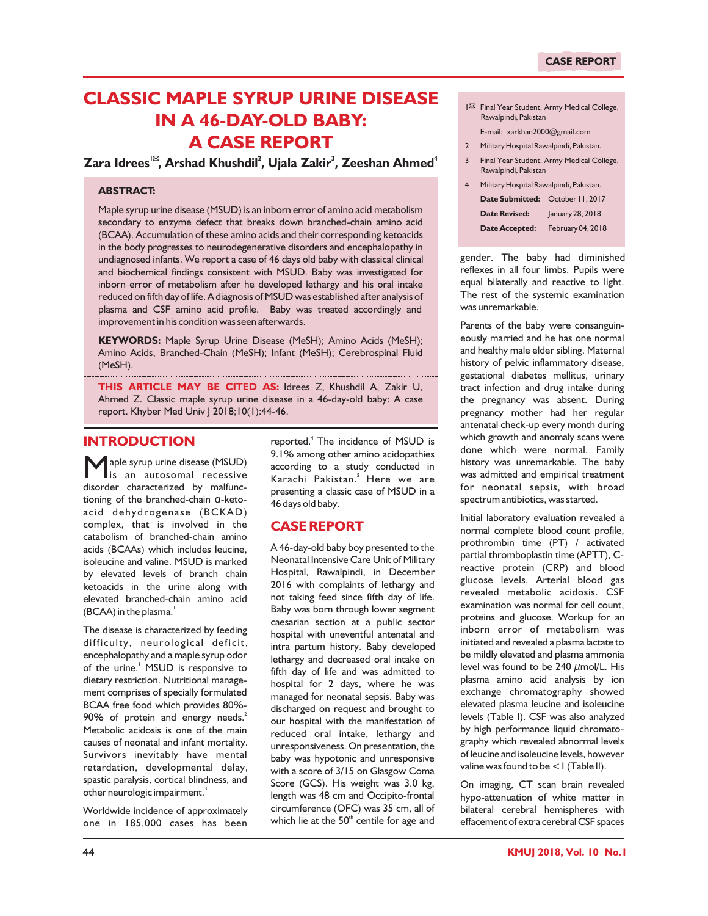# CLASSIC MAPLE SYRUP URINE DISEASE IN A 46-DAY-OLD BABY: A CASE REPORT

**Zara Idrees[1✉], Arshad Khushdil[2], Ujala Zakir[3], Zeeshan Ahmed[4]**

1✉ Final Year Student, Army Medical College, Rawalpindi, Pakistan
E-mail: xarkhan2000@gmail.com

2 Military Hospital Rawalpindi, Pakistan.

3 Final Year Student, Army Medical College, Rawalpindi, Pakistan

4 Military Hospital Rawalpindi, Pakistan.

**Date Submitted:** October 11, 2017
**Date Revised:** January 28, 2018
**Date Accepted:** February 04, 2018

### ABSTRACT:

Maple syrup urine disease (MSUD) is an inborn error of amino acid metabolism secondary to enzyme defect that breaks down branched-chain amino acid (BCAA). Accumulation of these amino acids and their corresponding ketoacids in the body progresses to neurodegenerative disorders and encephalopathy in undiagnosed infants. We report a case of 46 days old baby with classical clinical and biochemical findings consistent with MSUD. Baby was investigated for inborn error of metabolism after he developed lethargy and his oral intake reduced on fifth day of life. A diagnosis of MSUD was established after analysis of plasma and CSF amino acid profile. Baby was treated accordingly and improvement in his condition was seen afterwards.

**KEYWORDS:** Maple Syrup Urine Disease (MeSH); Amino Acids (MeSH); Amino Acids, Branched-Chain (MeSH); Infant (MeSH); Cerebrospinal Fluid (MeSH).

**THIS ARTICLE MAY BE CITED AS:** Idrees Z, Khushdil A, Zakir U, Ahmed Z. Classic maple syrup urine disease in a 46-day-old baby: A case report. Khyber Med Univ J 2018;10(1):44-46.

## INTRODUCTION

Maple syrup urine disease (MSUD) is an autosomal recessive disorder characterized by malfunctioning of the branched-chain α-keto-acid dehydrogenase (BCKAD) complex, that is involved in the catabolism of branched-chain amino acids (BCAAs) which includes leucine, isoleucine and valine. MSUD is marked by elevated levels of branch chain ketoacids in the urine along with elevated branched-chain amino acid (BCAA) in the plasma.[1]

The disease is characterized by feeding difficulty, neurological deficit, encephalopathy and a maple syrup odor of the urine.[1] MSUD is responsive to dietary restriction. Nutritional management comprises of specially formulated BCAA free food which provides 80%-90% of protein and energy needs.[2] Metabolic acidosis is one of the main causes of neonatal and infant mortality. Survivors inevitably have mental retardation, developmental delay, spastic paralysis, cortical blindness, and other neurologic impairment.[3]

Worldwide incidence of approximately one in 185,000 cases has been reported.[4] The incidence of MSUD is 9.1% among other amino acidopathies according to a study conducted in Karachi Pakistan.[5] Here we are presenting a classic case of MSUD in a 46 days old baby.

## CASE REPORT

A 46-day-old baby boy presented to the Neonatal Intensive Care Unit of Military Hospital, Rawalpindi, in December 2016 with complaints of lethargy and not taking feed since fifth day of life. Baby was born through lower segment caesarian section at a public sector hospital with uneventful antenatal and intra partum history. Baby developed lethargy and decreased oral intake on fifth day of life and was admitted to hospital for 2 days, where he was managed for neonatal sepsis. Baby was discharged on request and brought to our hospital with the manifestation of reduced oral intake, lethargy and unresponsiveness. On presentation, the baby was hypotonic and unresponsive with a score of 3/15 on Glasgow Coma Score (GCS). His weight was 3.0 kg, length was 48 cm and Occipito-frontal circumference (OFC) was 35 cm, all of which lie at the 50th centile for age and gender. The baby had diminished reflexes in all four limbs. Pupils were equal bilaterally and reactive to light. The rest of the systemic examination was unremarkable.

Parents of the baby were consanguineously married and he has one normal and healthy male elder sibling. Maternal history of pelvic inflammatory disease, gestational diabetes mellitus, urinary tract infection and drug intake during the pregnancy was absent. During pregnancy mother had her regular antenatal check-up every month during which growth and anomaly scans were done which were normal. Family history was unremarkable. The baby was admitted and empirical treatment for neonatal sepsis, with broad spectrum antibiotics, was started.

Initial laboratory evaluation revealed a normal complete blood count profile, prothrombin time (PT) / activated partial thromboplastin time (APTT), C-reactive protein (CRP) and blood glucose levels. Arterial blood gas revealed metabolic acidosis. CSF examination was normal for cell count, proteins and glucose. Workup for an inborn error of metabolism was initiated and revealed a plasma lactate to be mildly elevated and plasma ammonia level was found to be 240 μmol/L. His plasma amino acid analysis by ion exchange chromatography showed elevated plasma leucine and isoleucine levels (Table I). CSF was also analyzed by high performance liquid chromatography which revealed abnormal levels of leucine and isoleucine levels, however valine was found to be < 1 (Table II).

On imaging, CT scan brain revealed hypo-attenuation of white matter in bilateral cerebral hemispheres with effacement of extra cerebral CSF spaces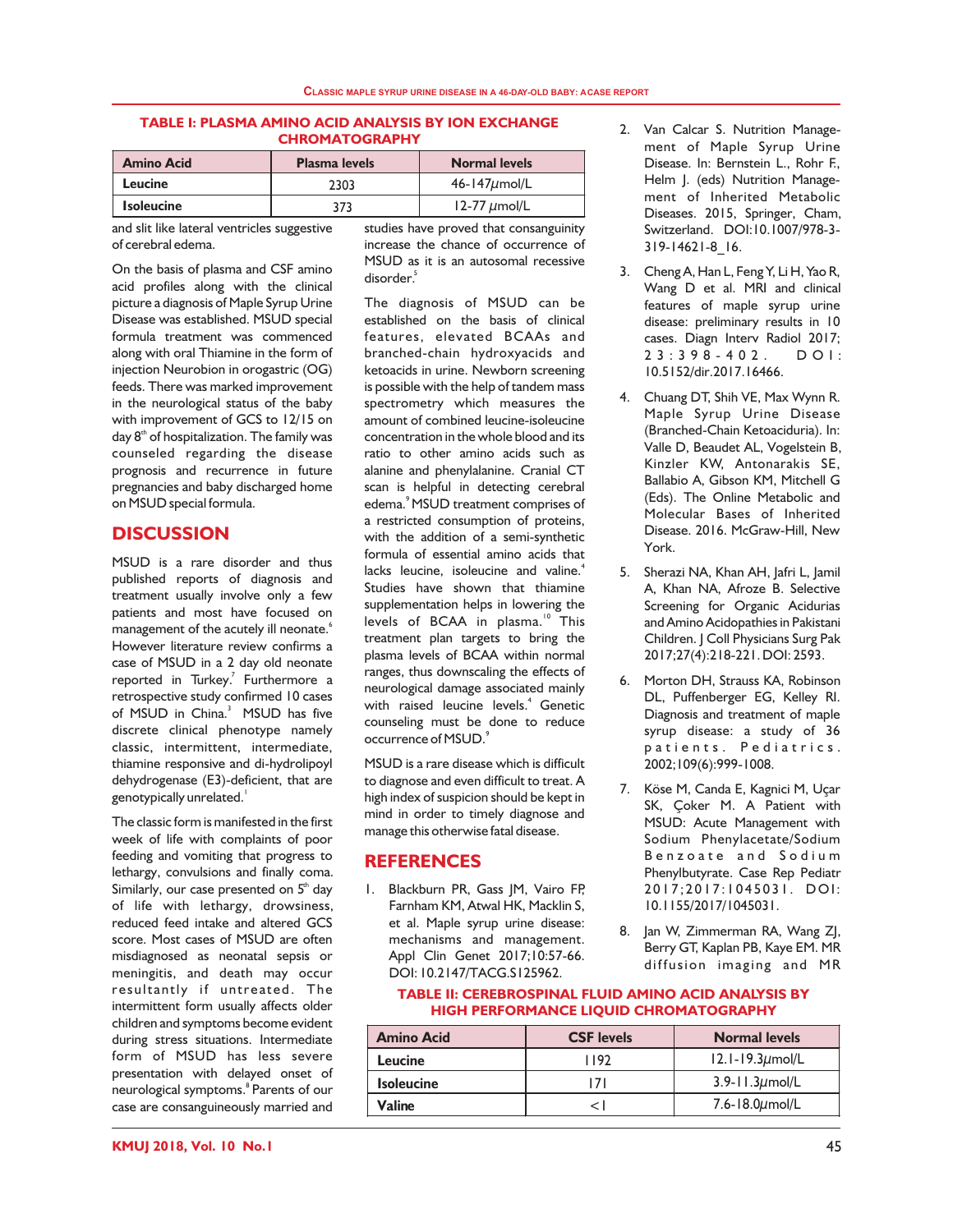**TABLE I: PLASMA AMINO ACID ANALYSIS BY ION EXCHANGE CHROMATOGRAPHY**

| Amino Acid | Plasma levels | Normal levels |
|---|---|---|
| Leucine | 2303 | 46-147μmol/L |
| Isoleucine | 373 | 12-77 μmol/L |

and slit like lateral ventricles suggestive of cerebral edema.

On the basis of plasma and CSF amino acid profiles along with the clinical picture a diagnosis of Maple Syrup Urine Disease was established. MSUD special formula treatment was commenced along with oral Thiamine in the form of injection Neurobion in orogastric (OG) feeds. There was marked improvement in the neurological status of the baby with improvement of GCS to 12/15 on day 8th of hospitalization. The family was counseled regarding the disease prognosis and recurrence in future pregnancies and baby discharged home on MSUD special formula.

## DISCUSSION

MSUD is a rare disorder and thus published reports of diagnosis and treatment usually involve only a few patients and most have focused on management of the acutely ill neonate.[6] However literature review confirms a case of MSUD in a 2 day old neonate reported in Turkey.[7] Furthermore a retrospective study confirmed 10 cases of MSUD in China.[3] MSUD has five discrete clinical phenotype namely classic, intermittent, intermediate, thiamine responsive and di-hydrolipoyl dehydrogenase (E3)-deficient, that are genotypically unrelated.[1]

The classic form is manifested in the first week of life with complaints of poor feeding and vomiting that progress to lethargy, convulsions and finally coma. Similarly, our case presented on 5th day of life with lethargy, drowsiness, reduced feed intake and altered GCS score. Most cases of MSUD are often misdiagnosed as neonatal sepsis or meningitis, and death may occur resultantly if untreated. The intermittent form usually affects older children and symptoms become evident during stress situations. Intermediate form of MSUD has less severe presentation with delayed onset of neurological symptoms.[8] Parents of our case are consanguineously married and studies have proved that consanguinity increase the chance of occurrence of MSUD as it is an autosomal recessive disorder.[5]

The diagnosis of MSUD can be established on the basis of clinical features, elevated BCAAs and branched-chain hydroxyacids and ketoacids in urine. Newborn screening is possible with the help of tandem mass spectrometry which measures the amount of combined leucine-isoleucine concentration in the whole blood and its ratio to other amino acids such as alanine and phenylalanine. Cranial CT scan is helpful in detecting cerebral edema.[9] MSUD treatment comprises of a restricted consumption of proteins, with the addition of a semi-synthetic formula of essential amino acids that lacks leucine, isoleucine and valine.[4] Studies have shown that thiamine supplementation helps in lowering the levels of BCAA in plasma.[10] This treatment plan targets to bring the plasma levels of BCAA within normal ranges, thus downscaling the effects of neurological damage associated mainly with raised leucine levels.[4] Genetic counseling must be done to reduce occurrence of MSUD.[9]

MSUD is a rare disease which is difficult to diagnose and even difficult to treat. A high index of suspicion should be kept in mind in order to timely diagnose and manage this otherwise fatal disease.

**TABLE II: CEREBROSPINAL FLUID AMINO ACID ANALYSIS BY HIGH PERFORMANCE LIQUID CHROMATOGRAPHY**

| Amino Acid | CSF levels | Normal levels |
|---|---|---|
| Leucine | 1192 | 12.1-19.3μmol/L |
| Isoleucine | 171 | 3.9-11.3μmol/L |
| Valine | < 1 | 7.6-18.0μmol/L |

## REFERENCES

1. Blackburn PR, Gass JM, Vairo FP, Farnham KM, Atwal HK, Macklin S, et al. Maple syrup urine disease: mechanisms and management. Appl Clin Genet 2017;10:57-66. DOI: 10.2147/TACG.S125962.
2. Van Calcar S. Nutrition Management of Maple Syrup Urine Disease. In: Bernstein L., Rohr F., Helm J. (eds) Nutrition Management of Inherited Metabolic Diseases. 2015, Springer, Cham, Switzerland. DOI:10.1007/978-3-319-14621-8_16.
3. Cheng A, Han L, Feng Y, Li H, Yao R, Wang D et al. MRI and clinical features of maple syrup urine disease: preliminary results in 10 cases. Diagn Interv Radiol 2017; 23:398-402. DOI: 10.5152/dir.2017.16466.
4. Chuang DT, Shih VE, Max Wynn R. Maple Syrup Urine Disease (Branched-Chain Ketoaciduria). In: Valle D, Beaudet AL, Vogelstein B, Kinzler KW, Antonarakis SE, Ballabio A, Gibson KM, Mitchell G (Eds). The Online Metabolic and Molecular Bases of Inherited Disease. 2016. McGraw-Hill, New York.
5. Sherazi NA, Khan AH, Jafri L, Jamil A, Khan NA, Afroze B. Selective Screening for Organic Acidurias and Amino Acidopathies in Pakistani Children. J Coll Physicians Surg Pak 2017;27(4):218-221. DOI: 2593.
6. Morton DH, Strauss KA, Robinson DL, Puffenberger EG, Kelley RI. Diagnosis and treatment of maple syrup disease: a study of 36 patients. Pediatrics. 2002;109(6):999-1008.
7. Köse M, Canda E, Kagnici M, Uçar SK, Çoker M. A Patient with MSUD: Acute Management with Sodium Phenylacetate/Sodium Benzoate and Sodium Phenylbutyrate. Case Rep Pediatr 2017;2017:1045031. DOI: 10.1155/2017/1045031.
8. Jan W, Zimmerman RA, Wang ZJ, Berry GT, Kaplan PB, Kaye EM. MR diffusion imaging and MR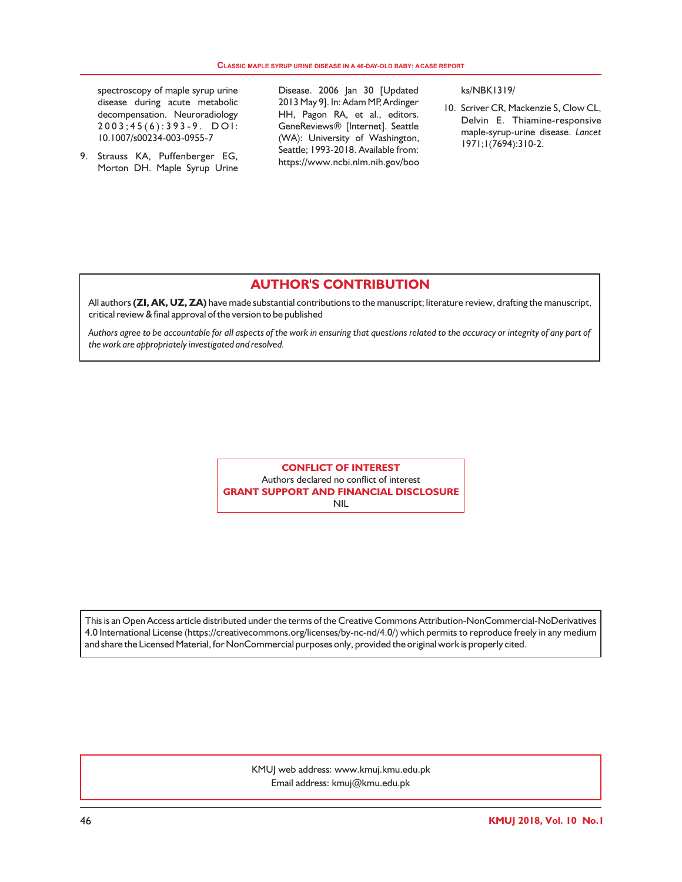spectroscopy of maple syrup urine disease during acute metabolic decompensation. Neuroradiology 2003;45(6):393-9. DOI: 10.1007/s00234-003-0955-7

9. Strauss KA, Puffenberger EG, Morton DH. Maple Syrup Urine Disease. 2006 Jan 30 [Updated 2013 May 9]. In: Adam MP, Ardinger HH, Pagon RA, et al., editors. GeneReviews® [Internet]. Seattle (WA): University of Washington, Seattle; 1993-2018. Available from: https://www.ncbi.nlm.nih.gov/books/NBK1319/

10. Scriver CR, Mackenzie S, Clow CL, Delvin E. Thiamine-responsive maple-syrup-urine disease. *Lancet* 1971;1(7694):310-2.

## AUTHOR'S CONTRIBUTION

All authors **(ZI, AK, UZ, ZA)** have made substantial contributions to the manuscript; literature review, drafting the manuscript, critical review & final approval of the version to be published

*Authors agree to be accountable for all aspects of the work in ensuring that questions related to the accuracy or integrity of any part of the work are appropriately investigated and resolved.*

## CONFLICT OF INTEREST

Authors declared no conflict of interest

## GRANT SUPPORT AND FINANCIAL DISCLOSURE

NIL

This is an Open Access article distributed under the terms of the Creative Commons Attribution-NonCommercial-NoDerivatives 4.0 International License (https://creativecommons.org/licenses/by-nc-nd/4.0/) which permits to reproduce freely in any medium and share the Licensed Material, for NonCommercial purposes only, provided the original work is properly cited.

KMUJ web address: www.kmuj.kmu.edu.pk
Email address: kmuj@kmu.edu.pk